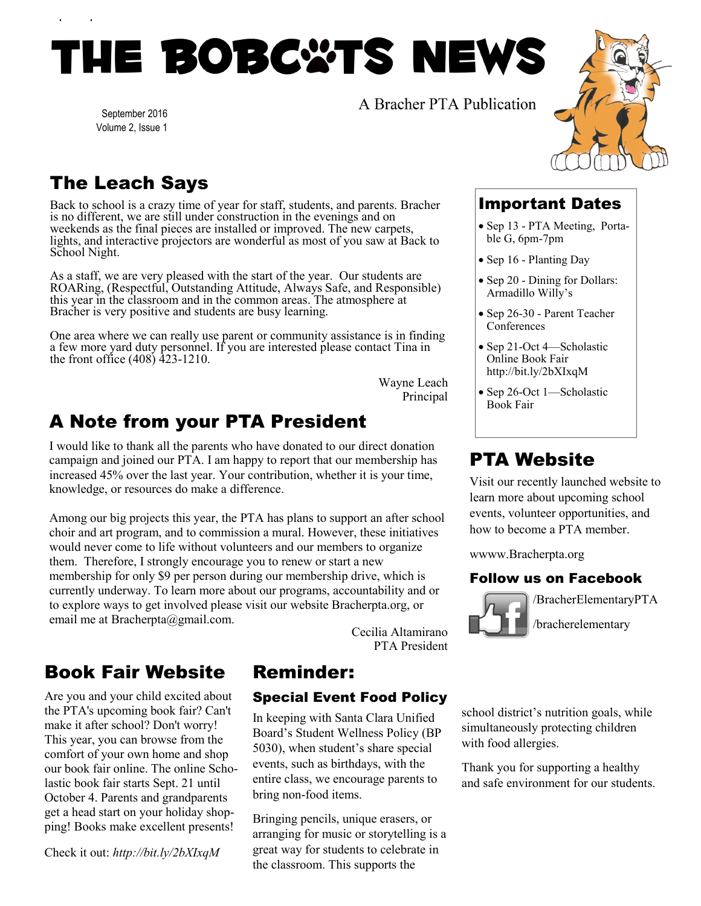# THE BOBCATS NEWS

A Bracher PTA Publication

September 2016
Volume 2, Issue 1

## The Leach Says

Back to school is a crazy time of year for staff, students, and parents. Bracher is no different, we are still under construction in the evenings and on weekends as the final pieces are installed or improved. The new carpets, lights, and interactive projectors are wonderful as most of you saw at Back to School Night.

As a staff, we are very pleased with the start of the year. Our students are ROARing, (Respectful, Outstanding Attitude, Always Safe, and Responsible) this year in the classroom and in the common areas. The atmosphere at Bracher is very positive and students are busy learning.

One area where we can really use parent or community assistance is in finding a few more yard duty personnel. If you are interested please contact Tina in the front office (408) 423-1210.

Wayne Leach
Principal

## A Note from your PTA President

I would like to thank all the parents who have donated to our direct donation campaign and joined our PTA. I am happy to report that our membership has increased 45% over the last year. Your contribution, whether it is your time, knowledge, or resources do make a difference.

Among our big projects this year, the PTA has plans to support an after school choir and art program, and to commission a mural. However, these initiatives would never come to life without volunteers and our members to organize them. Therefore, I strongly encourage you to renew or start a new membership for only $9 per person during our membership drive, which is currently underway. To learn more about our programs, accountability and or to explore ways to get involved please visit our website Bracherpta.org, or email me at Bracherpta@gmail.com.

Cecilia Altamirano
PTA President

## Book Fair Website

Are you and your child excited about the PTA's upcoming book fair? Can't make it after school? Don't worry! This year, you can browse from the comfort of your own home and shop our book fair online. The online Scholastic book fair starts Sept. 21 until October 4. Parents and grandparents get a head start on your holiday shopping! Books make excellent presents!

Check it out: *http://bit.ly/2bXIxqM*

## Reminder:

### Special Event Food Policy

In keeping with Santa Clara Unified Board's Student Wellness Policy (BP 5030), when student's share special events, such as birthdays, with the entire class, we encourage parents to bring non-food items.

Bringing pencils, unique erasers, or arranging for music or storytelling is a great way for students to celebrate in the classroom. This supports the school district's nutrition goals, while simultaneously protecting children with food allergies.

Thank you for supporting a healthy and safe environment for our students.

## Important Dates

- Sep 13 - PTA Meeting, Portable G, 6pm-7pm
- Sep 16 - Planting Day
- Sep 20 - Dining for Dollars: Armadillo Willy's
- Sep 26-30 - Parent Teacher Conferences
- Sep 21-Oct 4—Scholastic Online Book Fair http://bit.ly/2bXIxqM
- Sep 26-Oct 1—Scholastic Book Fair

## PTA Website

Visit our recently launched website to learn more about upcoming school events, volunteer opportunities, and how to become a PTA member.

wwww.Bracherpta.org

### Follow us on Facebook

/BracherElementaryPTA

/bracherelementary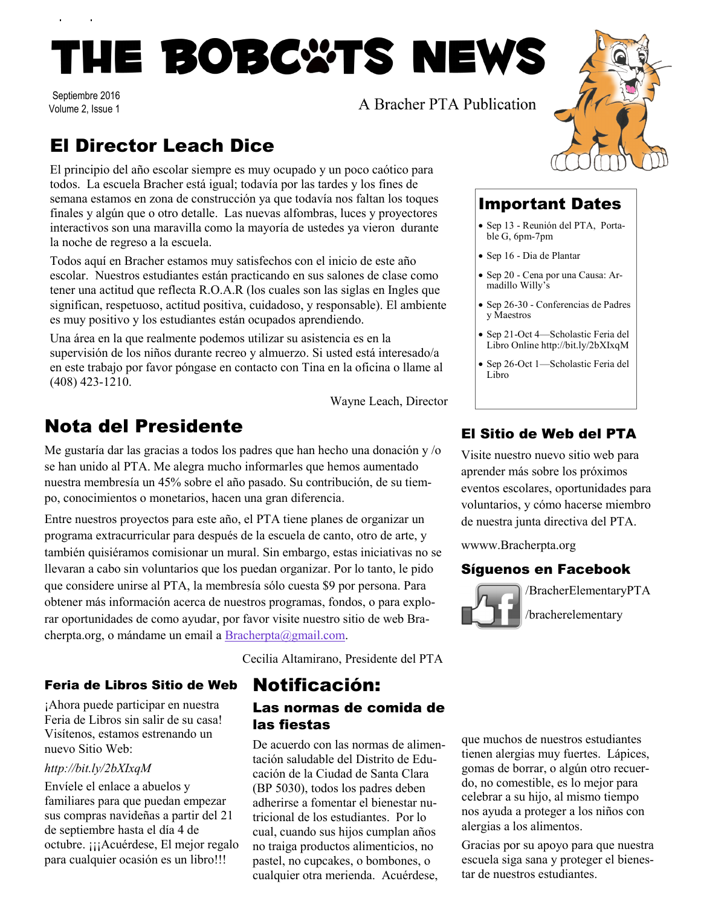// THE BOBCATS NEWS

Septiembre 2016
Volume 2, Issue 1

A Bracher PTA Publication

## El Director Leach Dice

El principio del año escolar siempre es muy ocupado y un poco caótico para todos. La escuela Bracher está igual; todavía por las tardes y los fines de semana estamos en zona de construcción ya que todavía nos faltan los toques finales y algún que o otro detalle. Las nuevas alfombras, luces y proyectores interactivos son una maravilla como la mayoría de ustedes ya vieron durante la noche de regreso a la escuela.

Todos aquí en Bracher estamos muy satisfechos con el inicio de este año escolar. Nuestros estudiantes están practicando en sus salones de clase como tener una actitud que reflecta R.O.A.R (los cuales son las siglas en Ingles que significan, respetuoso, actitud positiva, cuidadoso, y responsable). El ambiente es muy positivo y los estudiantes están ocupados aprendiendo.

Una área en la que realmente podemos utilizar su asistencia es en la supervisión de los niños durante recreo y almuerzo. Si usted está interesado/a en este trabajo por favor póngase en contacto con Tina en la oficina o llame al (408) 423-1210.

Wayne Leach, Director

## Important Dates

- Sep 13 - Reunión del PTA, Portable G, 6pm-7pm
- Sep 16 - Dia de Plantar
- Sep 20 - Cena por una Causa: Armadillo Willy's
- Sep 26-30 - Conferencias de Padres y Maestros
- Sep 21-Oct 4—Scholastic Feria del Libro Online http://bit.ly/2bXIxqM
- Sep 26-Oct 1—Scholastic Feria del Libro

## Nota del Presidente

Me gustaría dar las gracias a todos los padres que han hecho una donación y /o se han unido al PTA. Me alegra mucho informarles que hemos aumentado nuestra membresía un 45% sobre el año pasado. Su contribución, de su tiempo, conocimientos o monetarios, hacen una gran diferencia.

Entre nuestros proyectos para este año, el PTA tiene planes de organizar un programa extracurricular para después de la escuela de canto, otro de arte, y también quisiéramos comisionar un mural. Sin embargo, estas iniciativas no se llevaran a cabo sin voluntarios que los puedan organizar. Por lo tanto, le pido que considere unirse al PTA, la membresía sólo cuesta $9 por persona. Para obtener más información acerca de nuestros programas, fondos, o para explorar oportunidades de como ayudar, por favor visite nuestro sitio de web Bracherpta.org, o mándame un email a Bracherpta@gmail.com.

Cecilia Altamirano, Presidente del PTA

## El Sitio de Web del PTA

Visite nuestro nuevo sitio web para aprender más sobre los próximos eventos escolares, oportunidades para voluntarios, y cómo hacerse miembro de nuestra junta directiva del PTA.

wwww.Bracherpta.org

## Síguenos en Facebook

/BracherElementaryPTA

/bracherelementary

### Feria de Libros Sitio de Web

¡Ahora puede participar en nuestra Feria de Libros sin salir de su casa! Visítenos, estamos estrenando un nuevo Sitio Web:

*http://bit.ly/2bXIxqM*

Envíele el enlace a abuelos y familiares para que puedan empezar sus compras navideñas a partir del 21 de septiembre hasta el día 4 de octubre. ¡¡¡Acuérdese, El mejor regalo para cualquier ocasión es un libro!!!

## Notificación:

### Las normas de comida de las fiestas

De acuerdo con las normas de alimentación saludable del Distrito de Educación de la Ciudad de Santa Clara (BP 5030), todos los padres deben adherirse a fomentar el bienestar nutricional de los estudiantes. Por lo cual, cuando sus hijos cumplan años no traiga productos alimenticios, no pastel, no cupcakes, o bombones, o cualquier otra merienda. Acuérdese, que muchos de nuestros estudiantes tienen alergias muy fuertes. Lápices, gomas de borrar, o algún otro recuerdo, no comestible, es lo mejor para celebrar a su hijo, al mismo tiempo nos ayuda a proteger a los niños con alergias a los alimentos.

Gracias por su apoyo para que nuestra escuela siga sana y proteger el bienestar de nuestros estudiantes.